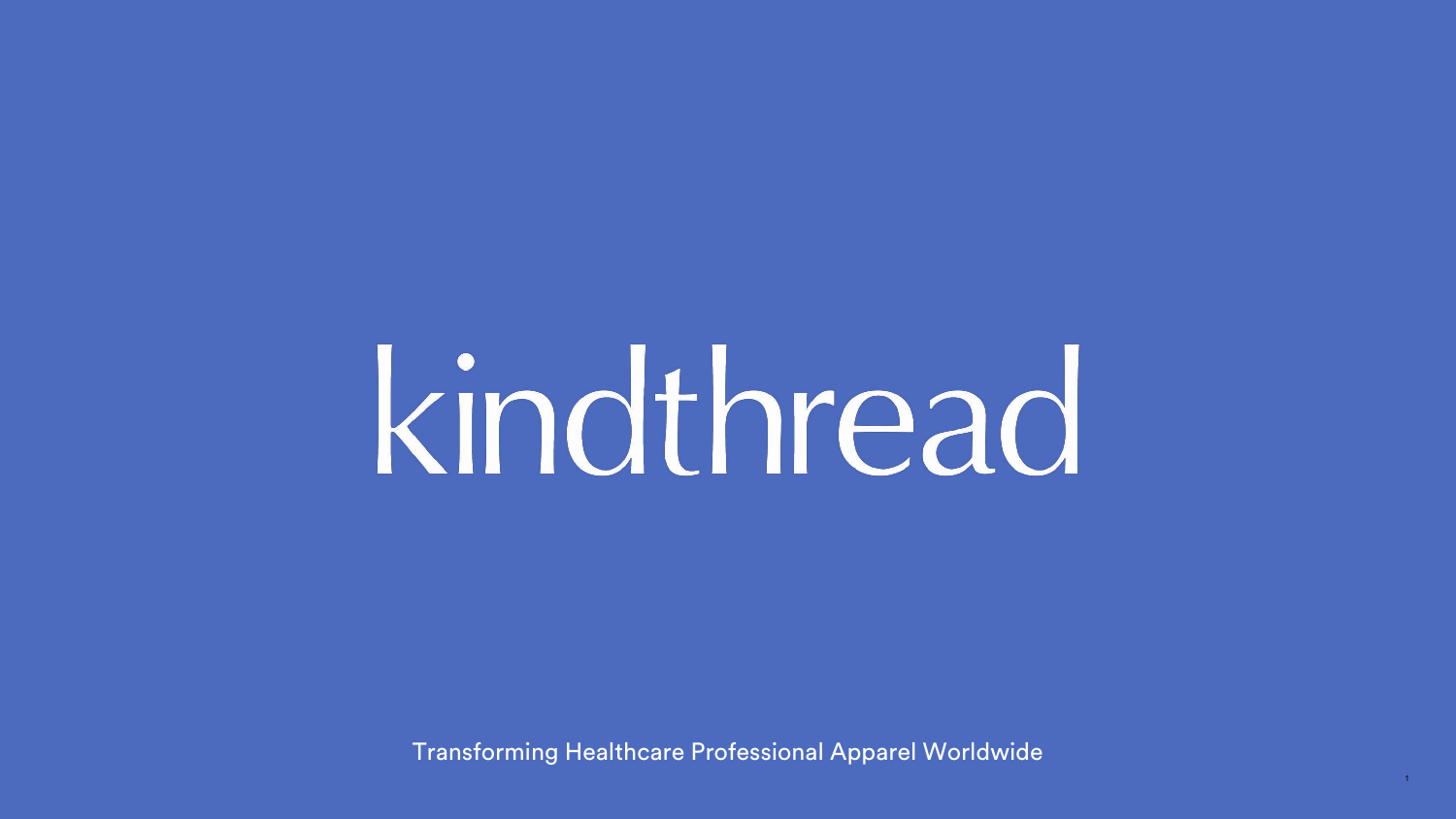# kindthread

Transforming Healthcare Professional Apparel Worldwide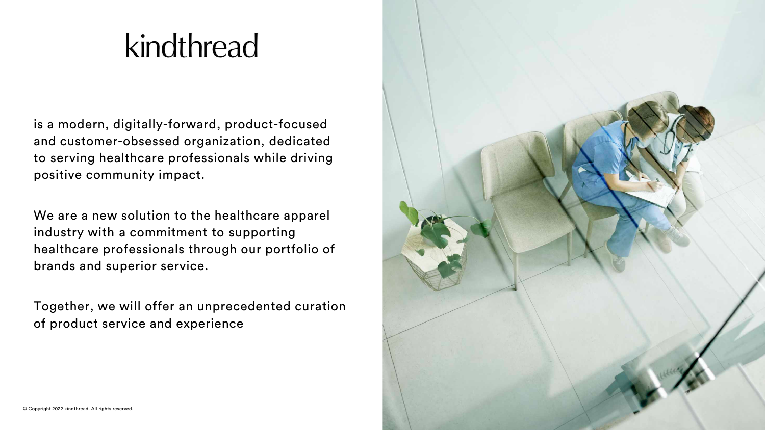# kindthread

is a modern, digitally-forward, product-focused and customer-obsessed organization, dedicated to serving healthcare professionals while driving positive community impact.

We are a new solution to the healthcare apparel industry with a commitment to supporting healthcare professionals through our portfolio of brands and superior service.

Together, we will offer an unprecedented curation of product service and experience

© Copyright 2022 kindthread. All rights reserved.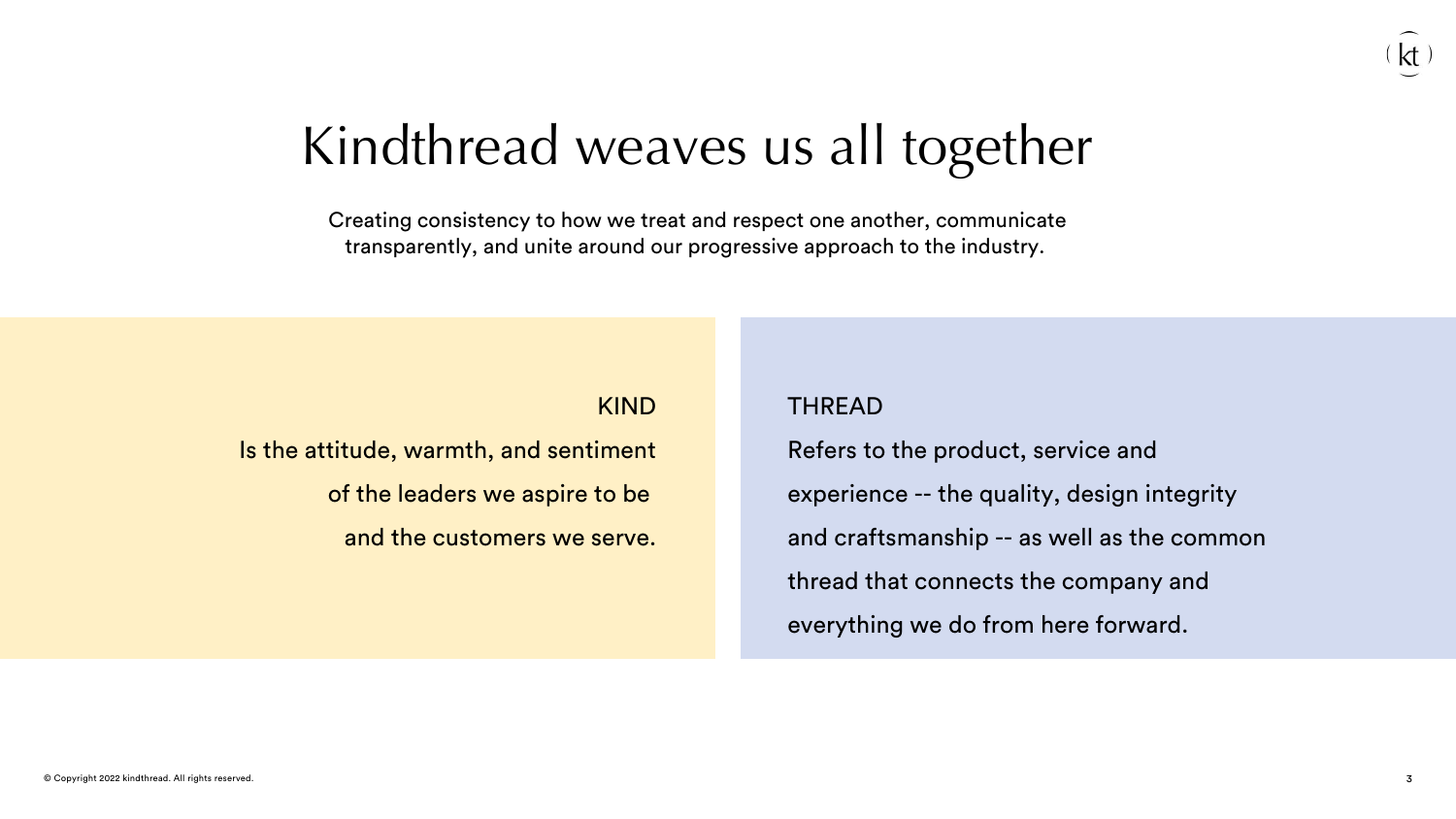# Kindthread weaves us all together

Creating consistency to how we treat and respect one another, communicate transparently, and unite around our progressive approach to the industry.

KIND

Is the attitude, warmth, and sentiment of the leaders we aspire to be and the customers we serve.

THREAD

Refers to the product, service and experience -- the quality, design integrity and craftsmanship -- as well as the common thread that connects the company and everything we do from here forward.

© Copyright 2022 kindthread. All rights reserved.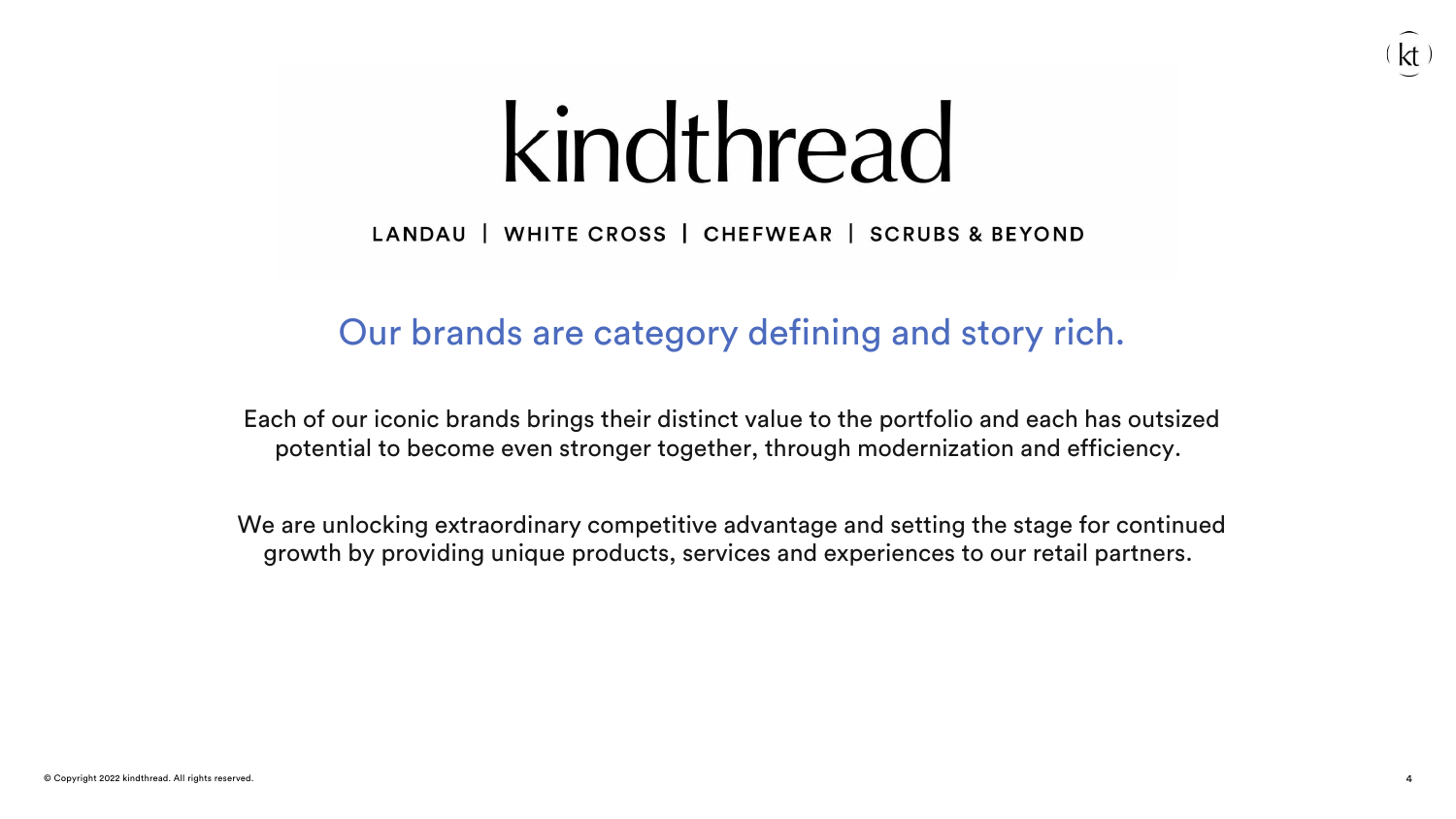# kindthread

LANDAU | WHITE CROSS | CHEFWEAR | SCRUBS & BEYOND

## Our brands are category defining and story rich.

Each of our iconic brands brings their distinct value to the portfolio and each has outsized potential to become even stronger together, through modernization and efficiency.

We are unlocking extraordinary competitive advantage and setting the stage for continued growth by providing unique products, services and experiences to our retail partners.

© Copyright 2022 kindthread. All rights reserved.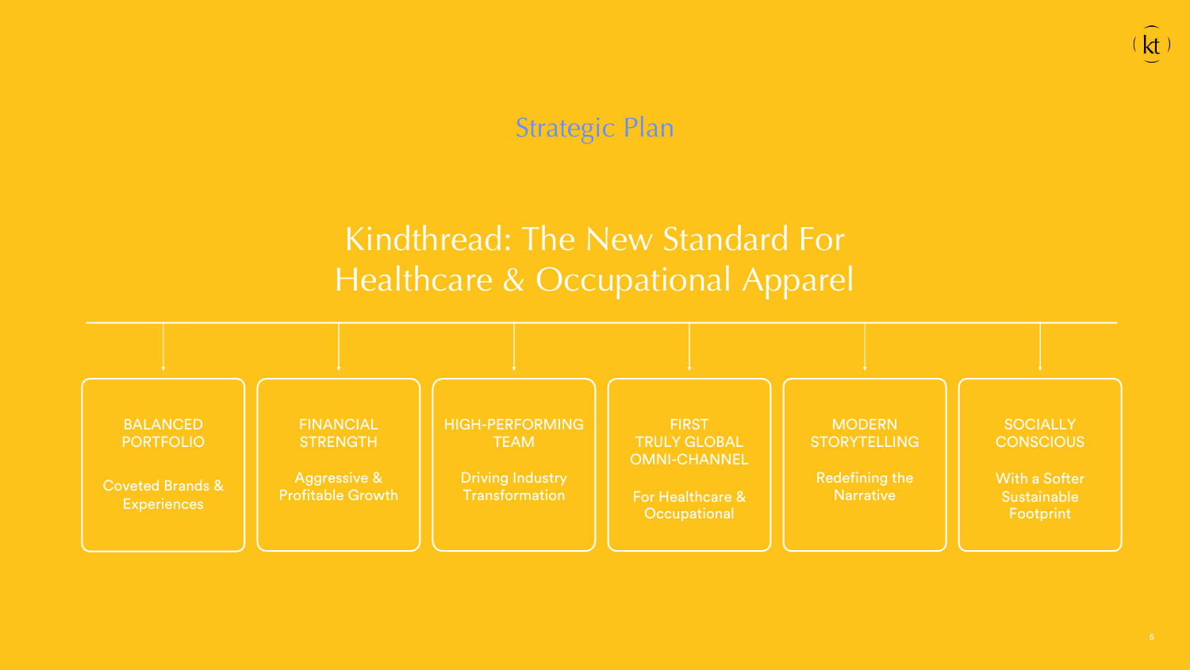## Strategic Plan

# Kindthread: The New Standard For Healthcare & Occupational Apparel

- **BALANCED PORTFOLIO**
  Coveted Brands & Experiences

- **FINANCIAL STRENGTH**
  Aggressive & Profitable Growth

- **HIGH-PERFORMING TEAM**
  Driving Industry Transformation

- **FIRST TRULY GLOBAL OMNI-CHANNEL**
  For Healthcare & Occupational

- **MODERN STORYTELLING**
  Redefining the Narrative

- **SOCIALLY CONSCIOUS**
  With a Softer Sustainable Footprint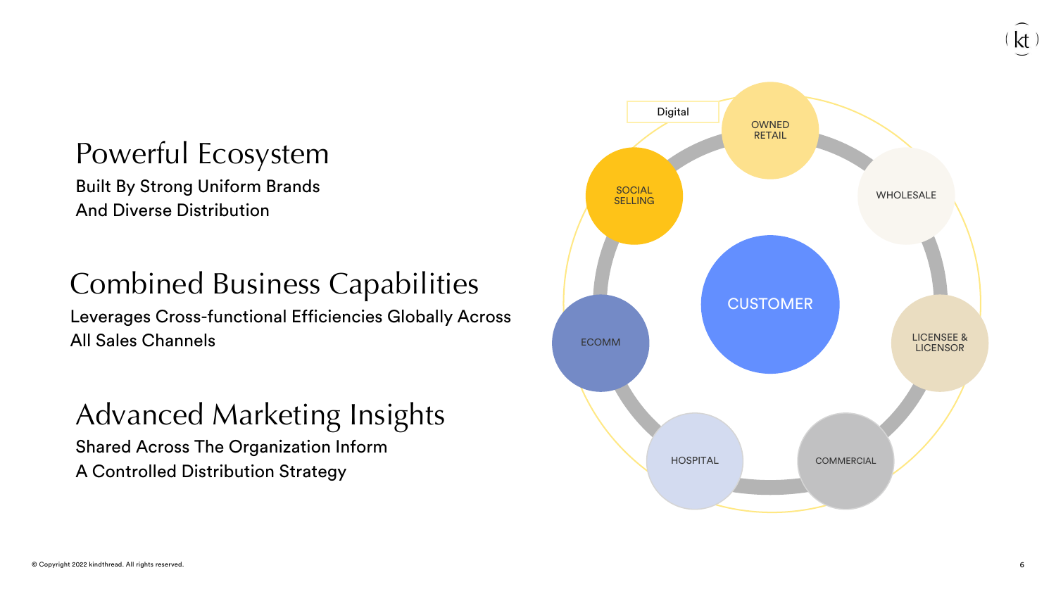## Powerful Ecosystem

Built By Strong Uniform Brands
And Diverse Distribution

## Combined Business Capabilities

Leverages Cross-functional Efficiencies Globally Across
All Sales Channels

## Advanced Marketing Insights

Shared Across The Organization Inform
A Controlled Distribution Strategy

Digital

OWNED RETAIL

WHOLESALE

SOCIAL SELLING

CUSTOMER

ECOMM

LICENSEE & LICENSOR

HOSPITAL

COMMERCIAL

© Copyright 2022 kindthread. All rights reserved.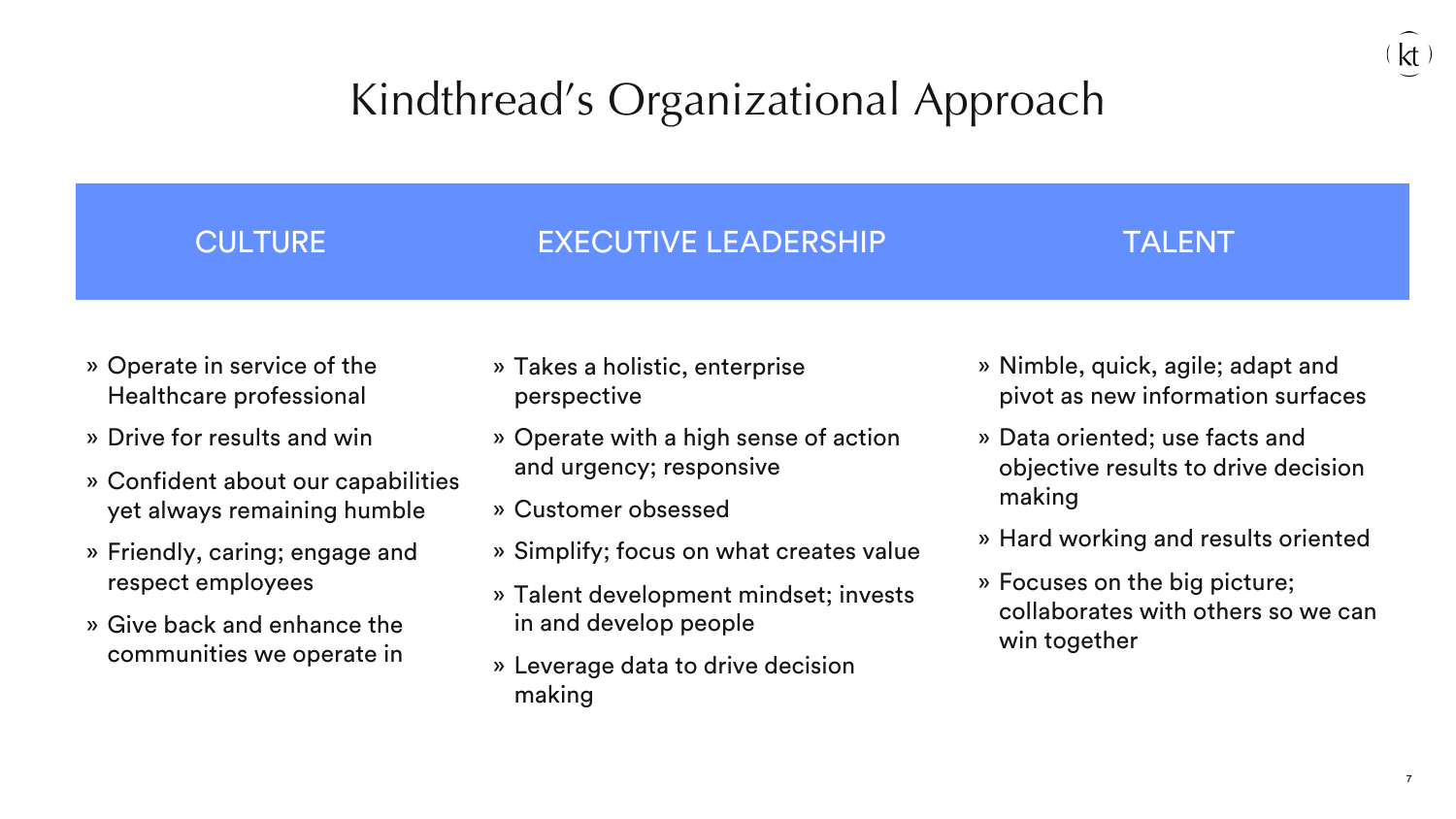# Kindthread's Organizational Approach

## CULTURE

- Operate in service of the Healthcare professional
- Drive for results and win
- Confident about our capabilities yet always remaining humble
- Friendly, caring; engage and respect employees
- Give back and enhance the communities we operate in

## EXECUTIVE LEADERSHIP

- Takes a holistic, enterprise perspective
- Operate with a high sense of action and urgency; responsive
- Customer obsessed
- Simplify; focus on what creates value
- Talent development mindset; invests in and develop people
- Leverage data to drive decision making

## TALENT

- Nimble, quick, agile; adapt and pivot as new information surfaces
- Data oriented; use facts and objective results to drive decision making
- Hard working and results oriented
- Focuses on the big picture; collaborates with others so we can win together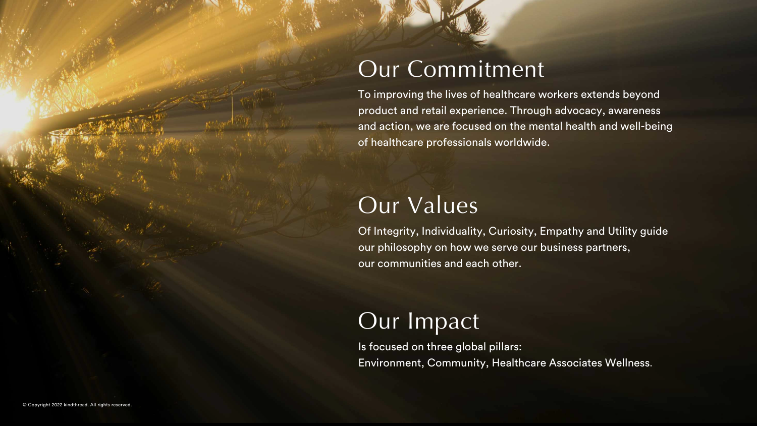## Our Commitment

To improving the lives of healthcare workers extends beyond product and retail experience. Through advocacy, awareness and action, we are focused on the mental health and well-being of healthcare professionals worldwide.

## Our Values

Of Integrity, Individuality, Curiosity, Empathy and Utility guide our philosophy on how we serve our business partners, our communities and each other.

## Our Impact

Is focused on three global pillars:
Environment, Community, Healthcare Associates Wellness.

© Copyright 2022 kindthread. All rights reserved.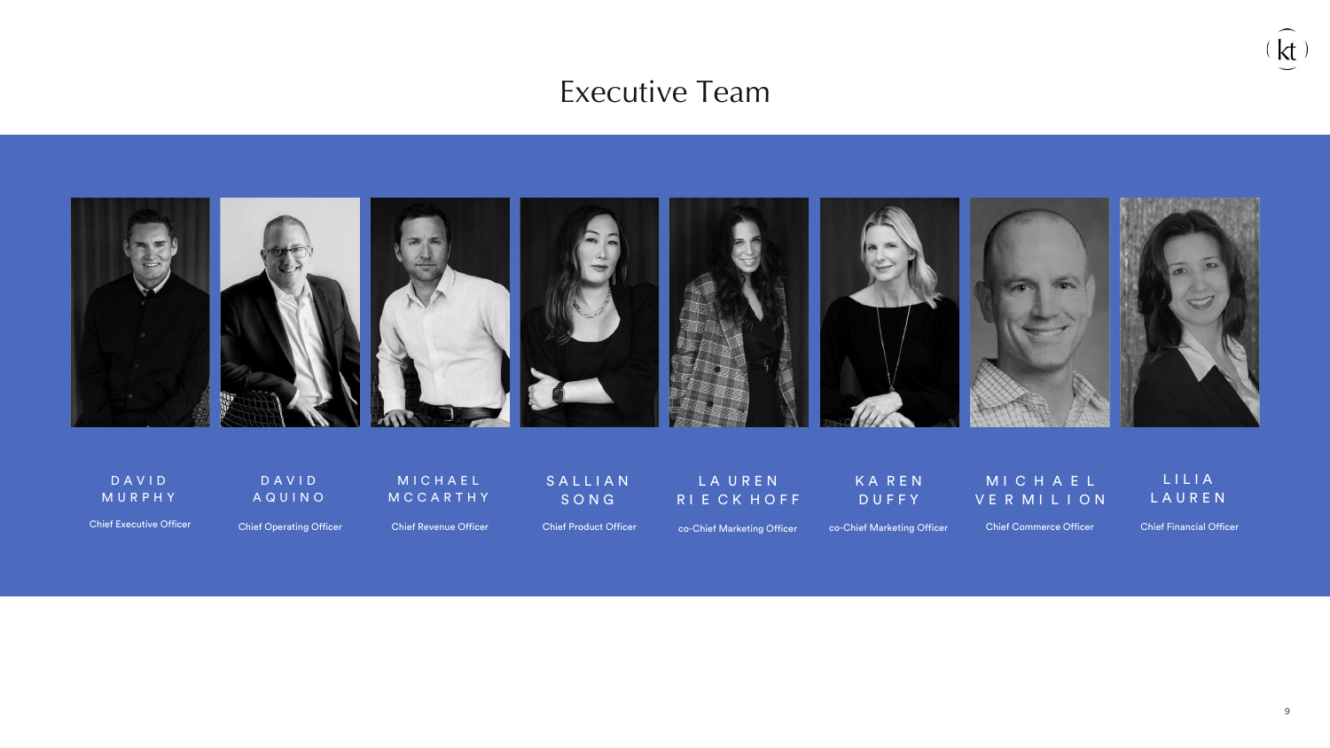# Executive Team

**DAVID MURPHY**
Chief Executive Officer

**DAVID AQUINO**
Chief Operating Officer

**MICHAEL MCCARTHY**
Chief Revenue Officer

**SALLIAN SONG**
Chief Product Officer

**LAUREN RIECKHOFF**
co-Chief Marketing Officer

**KAREN DUFFY**
co-Chief Marketing Officer

**MICHAEL VERMILION**
Chief Commerce Officer

**LILIA LAUREN**
Chief Financial Officer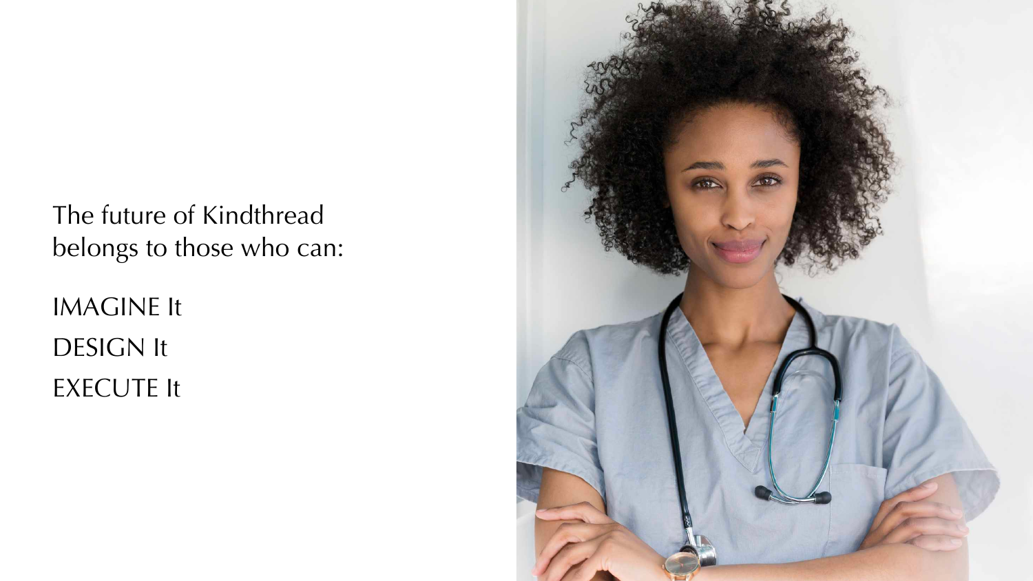The future of Kindthread belongs to those who can:

IMAGINE It

DESIGN It

EXECUTE It